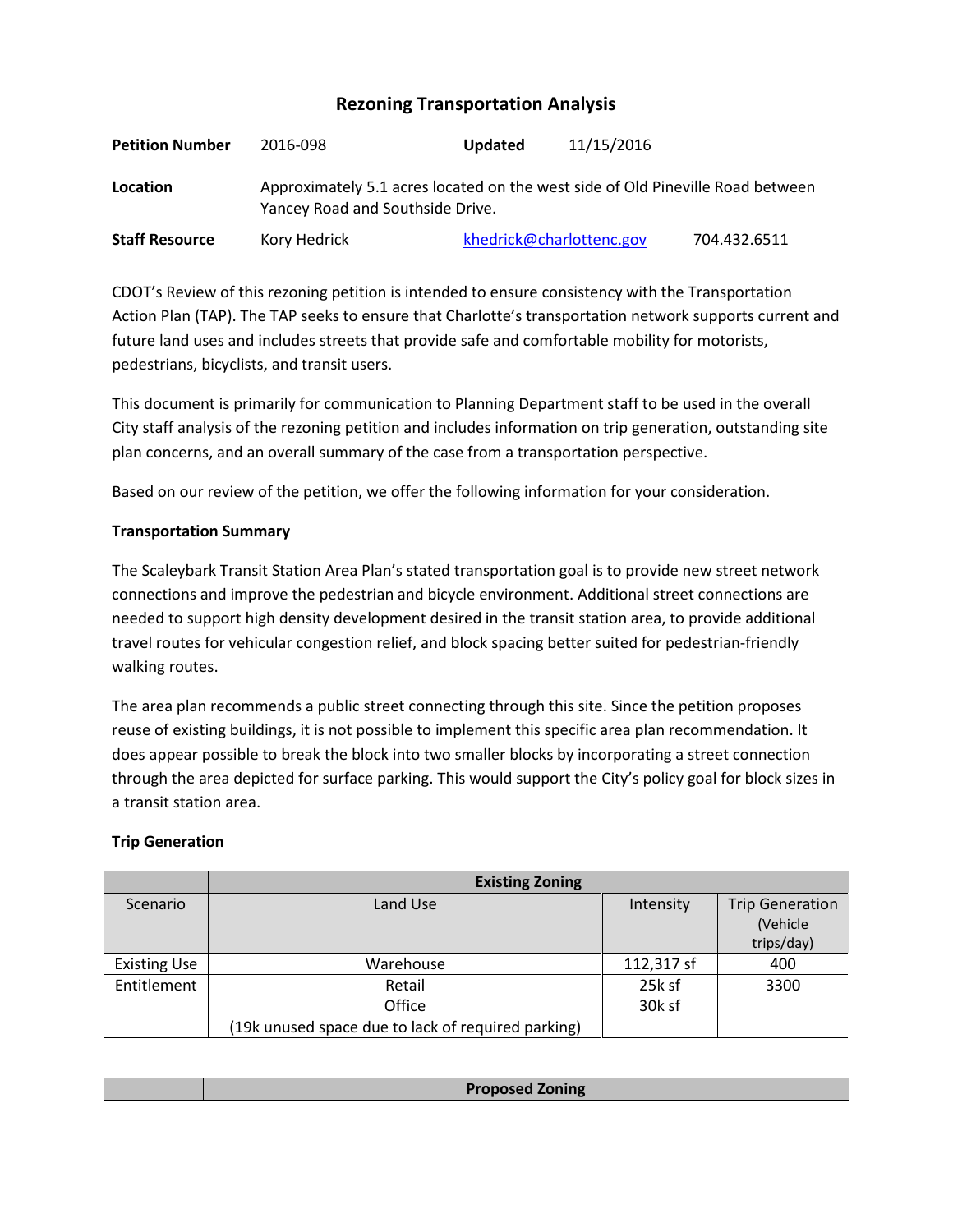## Rezoning Transportation Analysis

| | | | |
|---|---|---|---|
| **Petition Number** | 2016-098 | **Updated** | 11/15/2016 |
| **Location** | Approximately 5.1 acres located on the west side of Old Pineville Road between Yancey Road and Southside Drive. | | |
| **Staff Resource** | Kory Hedrick | khedrick@charlottenc.gov | 704.432.6511 |

CDOT's Review of this rezoning petition is intended to ensure consistency with the Transportation Action Plan (TAP). The TAP seeks to ensure that Charlotte's transportation network supports current and future land uses and includes streets that provide safe and comfortable mobility for motorists, pedestrians, bicyclists, and transit users.

This document is primarily for communication to Planning Department staff to be used in the overall City staff analysis of the rezoning petition and includes information on trip generation, outstanding site plan concerns, and an overall summary of the case from a transportation perspective.

Based on our review of the petition, we offer the following information for your consideration.

**Transportation Summary**

The Scaleybark Transit Station Area Plan's stated transportation goal is to provide new street network connections and improve the pedestrian and bicycle environment. Additional street connections are needed to support high density development desired in the transit station area, to provide additional travel routes for vehicular congestion relief, and block spacing better suited for pedestrian-friendly walking routes.

The area plan recommends a public street connecting through this site. Since the petition proposes reuse of existing buildings, it is not possible to implement this specific area plan recommendation. It does appear possible to break the block into two smaller blocks by incorporating a street connection through the area depicted for surface parking. This would support the City's policy goal for block sizes in a transit station area.

**Trip Generation**

| | Existing Zoning | | |
|---|---|---|---|
| Scenario | Land Use | Intensity | Trip Generation (Vehicle trips/day) |
| Existing Use | Warehouse | 112,317 sf | 400 |
| Entitlement | Retail<br>Office<br>(19k unused space due to lack of required parking) | 25k sf<br>30k sf | 3300 |

| | Proposed Zoning |
|---|---|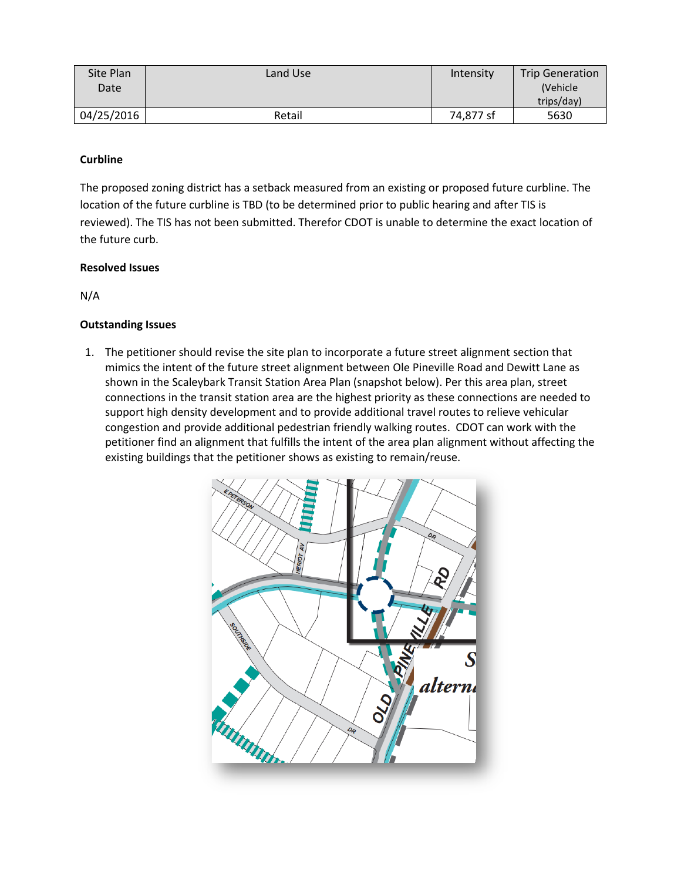| Site Plan Date | Land Use | Intensity | Trip Generation (Vehicle trips/day) |
|---|---|---|---|
| 04/25/2016 | Retail | 74,877 sf | 5630 |

**Curbline**

The proposed zoning district has a setback measured from an existing or proposed future curbline. The location of the future curbline is TBD (to be determined prior to public hearing and after TIS is reviewed). The TIS has not been submitted. Therefor CDOT is unable to determine the exact location of the future curb.

**Resolved Issues**

N/A

**Outstanding Issues**

1. The petitioner should revise the site plan to incorporate a future street alignment section that mimics the intent of the future street alignment between Ole Pineville Road and Dewitt Lane as shown in the Scaleybark Transit Station Area Plan (snapshot below). Per this area plan, street connections in the transit station area are the highest priority as these connections are needed to support high density development and to provide additional travel routes to relieve vehicular congestion and provide additional pedestrian friendly walking routes. CDOT can work with the petitioner find an alignment that fulfills the intent of the area plan alignment without affecting the existing buildings that the petitioner shows as existing to remain/reuse.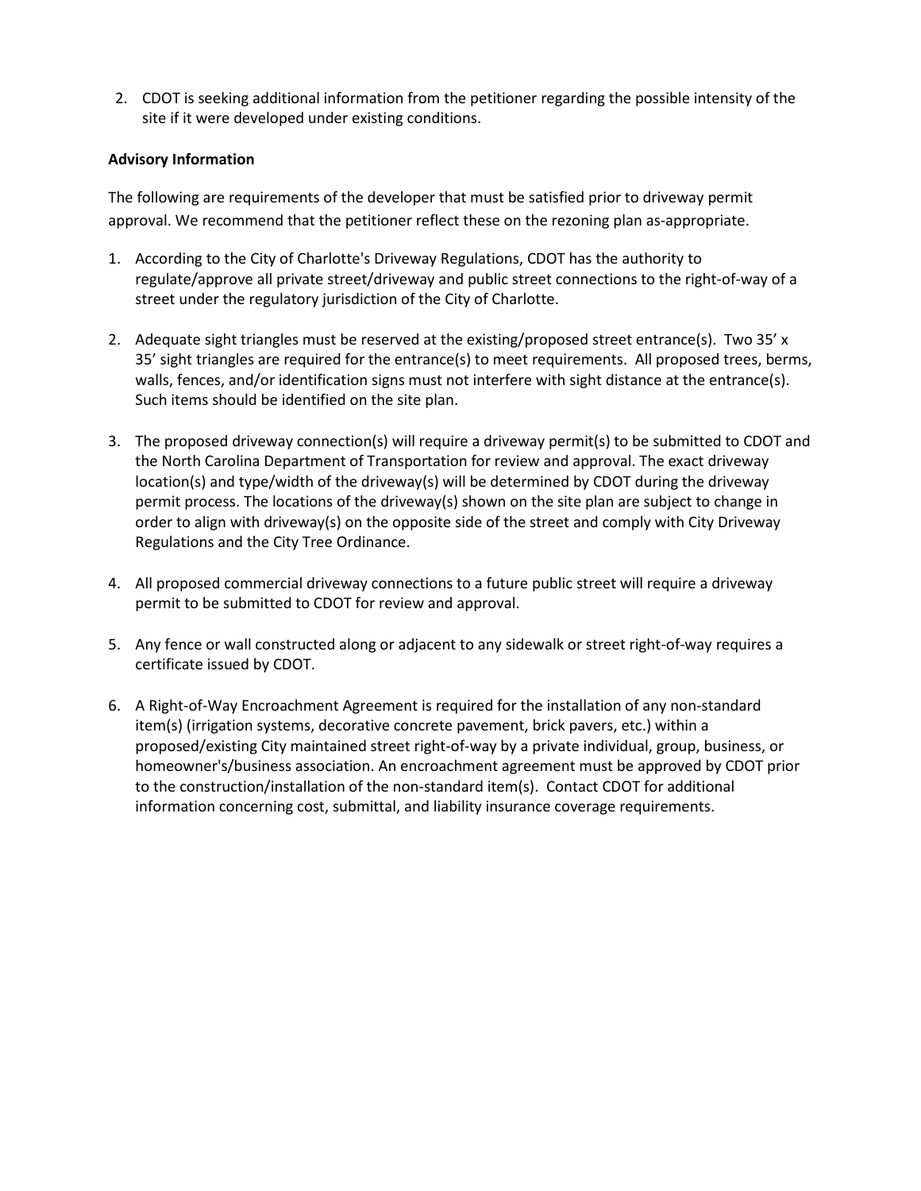2. CDOT is seeking additional information from the petitioner regarding the possible intensity of the site if it were developed under existing conditions.

**Advisory Information**

The following are requirements of the developer that must be satisfied prior to driveway permit approval. We recommend that the petitioner reflect these on the rezoning plan as-appropriate.

1. According to the City of Charlotte's Driveway Regulations, CDOT has the authority to regulate/approve all private street/driveway and public street connections to the right-of-way of a street under the regulatory jurisdiction of the City of Charlotte.

2. Adequate sight triangles must be reserved at the existing/proposed street entrance(s). Two 35' x 35' sight triangles are required for the entrance(s) to meet requirements. All proposed trees, berms, walls, fences, and/or identification signs must not interfere with sight distance at the entrance(s). Such items should be identified on the site plan.

3. The proposed driveway connection(s) will require a driveway permit(s) to be submitted to CDOT and the North Carolina Department of Transportation for review and approval. The exact driveway location(s) and type/width of the driveway(s) will be determined by CDOT during the driveway permit process. The locations of the driveway(s) shown on the site plan are subject to change in order to align with driveway(s) on the opposite side of the street and comply with City Driveway Regulations and the City Tree Ordinance.

4. All proposed commercial driveway connections to a future public street will require a driveway permit to be submitted to CDOT for review and approval.

5. Any fence or wall constructed along or adjacent to any sidewalk or street right-of-way requires a certificate issued by CDOT.

6. A Right-of-Way Encroachment Agreement is required for the installation of any non-standard item(s) (irrigation systems, decorative concrete pavement, brick pavers, etc.) within a proposed/existing City maintained street right-of-way by a private individual, group, business, or homeowner's/business association. An encroachment agreement must be approved by CDOT prior to the construction/installation of the non-standard item(s). Contact CDOT for additional information concerning cost, submittal, and liability insurance coverage requirements.